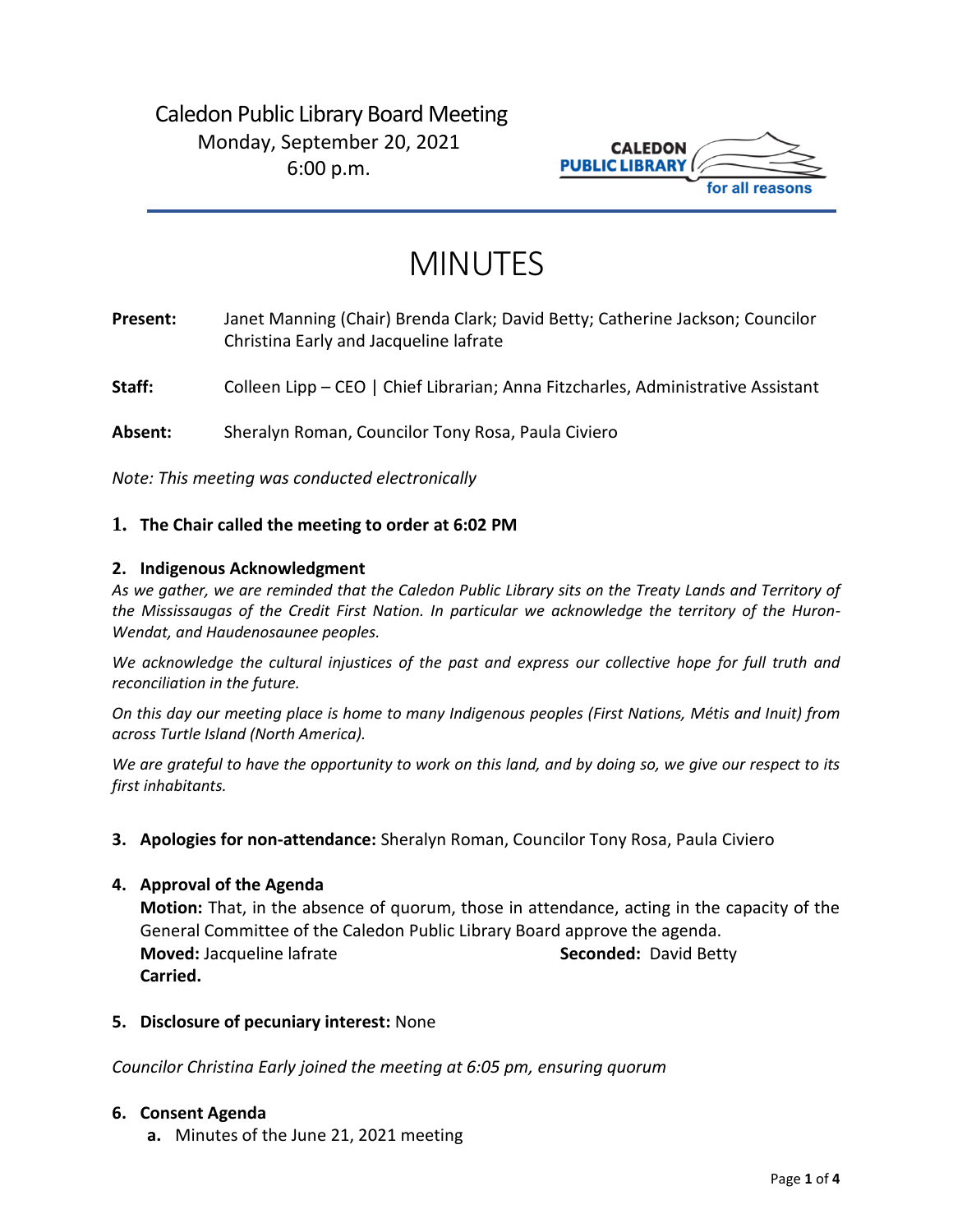Caledon Public Library Board Meeting
Monday, September 20, 2021
6:00 p.m.

CALEDON PUBLIC LIBRARY
for all reasons

# MINUTES

**Present:** Janet Manning (Chair) Brenda Clark; David Betty; Catherine Jackson; Councilor Christina Early and Jacqueline lafrate

**Staff:** Colleen Lipp – CEO | Chief Librarian; Anna Fitzcharles, Administrative Assistant

**Absent:** Sheralyn Roman, Councilor Tony Rosa, Paula Civiero

*Note: This meeting was conducted electronically*

**1. The Chair called the meeting to order at 6:02 PM**

**2. Indigenous Acknowledgment**

*As we gather, we are reminded that the Caledon Public Library sits on the Treaty Lands and Territory of the Mississaugas of the Credit First Nation. In particular we acknowledge the territory of the Huron-Wendat, and Haudenosaunee peoples.*

*We acknowledge the cultural injustices of the past and express our collective hope for full truth and reconciliation in the future.*

*On this day our meeting place is home to many Indigenous peoples (First Nations, Métis and Inuit) from across Turtle Island (North America).*

*We are grateful to have the opportunity to work on this land, and by doing so, we give our respect to its first inhabitants.*

**3. Apologies for non-attendance:** Sheralyn Roman, Councilor Tony Rosa, Paula Civiero

**4. Approval of the Agenda**

**Motion:** That, in the absence of quorum, those in attendance, acting in the capacity of the General Committee of the Caledon Public Library Board approve the agenda.
**Moved:** Jacqueline lafrate **Seconded:** David Betty
**Carried.**

**5. Disclosure of pecuniary interest:** None

*Councilor Christina Early joined the meeting at 6:05 pm, ensuring quorum*

**6. Consent Agenda**

a. Minutes of the June 21, 2021 meeting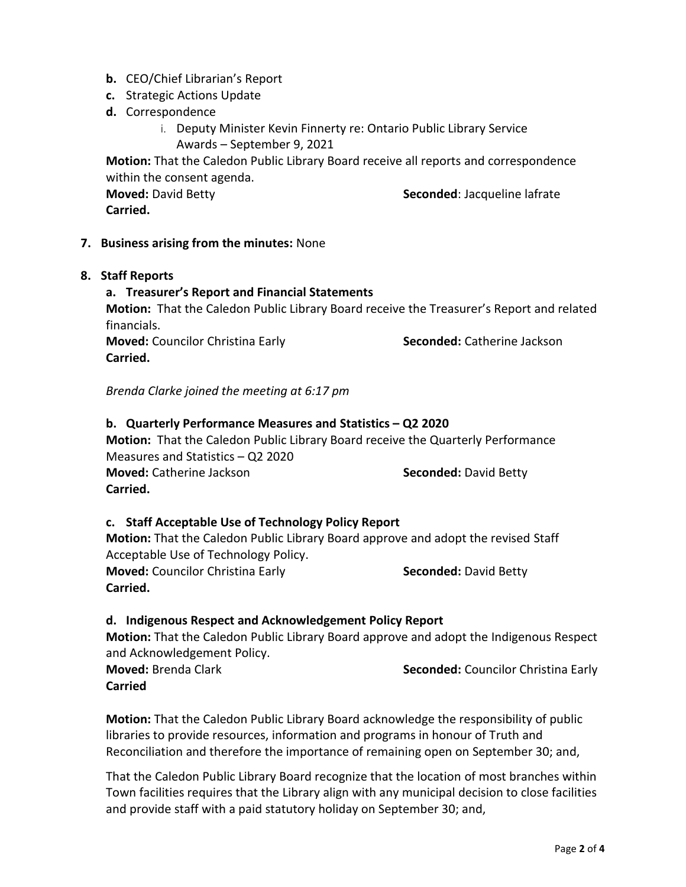- **b.** CEO/Chief Librarian's Report
- **c.** Strategic Actions Update
- **d.** Correspondence
    - i. Deputy Minister Kevin Finnerty re: Ontario Public Library Service Awards – September 9, 2021

**Motion:** That the Caledon Public Library Board receive all reports and correspondence within the consent agenda.

**Moved:** David Betty **Seconded**: Jacqueline lafrate

**Carried.**

**7. Business arising from the minutes:** None

**8. Staff Reports**

**a. Treasurer's Report and Financial Statements**

**Motion:** That the Caledon Public Library Board receive the Treasurer's Report and related financials.

**Moved:** Councilor Christina Early **Seconded:** Catherine Jackson

**Carried.**

*Brenda Clarke joined the meeting at 6:17 pm*

**b. Quarterly Performance Measures and Statistics – Q2 2020**

**Motion:** That the Caledon Public Library Board receive the Quarterly Performance Measures and Statistics – Q2 2020

**Moved:** Catherine Jackson **Seconded:** David Betty

**Carried.**

**c. Staff Acceptable Use of Technology Policy Report**

**Motion:** That the Caledon Public Library Board approve and adopt the revised Staff Acceptable Use of Technology Policy.

**Moved:** Councilor Christina Early **Seconded:** David Betty

**Carried.**

**d. Indigenous Respect and Acknowledgement Policy Report**

**Motion:** That the Caledon Public Library Board approve and adopt the Indigenous Respect and Acknowledgement Policy.

**Moved:** Brenda Clark **Seconded:** Councilor Christina Early

**Carried**

**Motion:** That the Caledon Public Library Board acknowledge the responsibility of public libraries to provide resources, information and programs in honour of Truth and Reconciliation and therefore the importance of remaining open on September 30; and,

That the Caledon Public Library Board recognize that the location of most branches within Town facilities requires that the Library align with any municipal decision to close facilities and provide staff with a paid statutory holiday on September 30; and,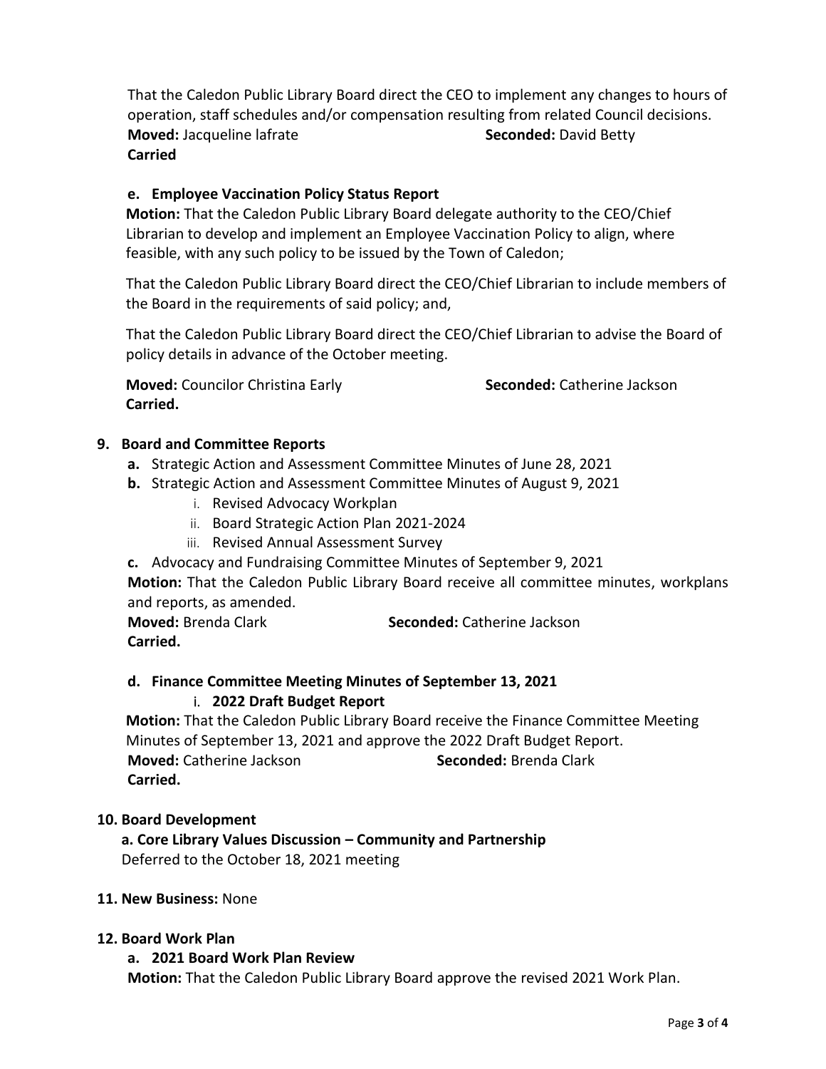That the Caledon Public Library Board direct the CEO to implement any changes to hours of operation, staff schedules and/or compensation resulting from related Council decisions.
**Moved:** Jacqueline Iafrate **Seconded:** David Betty
**Carried**

**e. Employee Vaccination Policy Status Report**

**Motion:** That the Caledon Public Library Board delegate authority to the CEO/Chief Librarian to develop and implement an Employee Vaccination Policy to align, where feasible, with any such policy to be issued by the Town of Caledon;

That the Caledon Public Library Board direct the CEO/Chief Librarian to include members of the Board in the requirements of said policy; and,

That the Caledon Public Library Board direct the CEO/Chief Librarian to advise the Board of policy details in advance of the October meeting.

**Moved:** Councilor Christina Early **Seconded:** Catherine Jackson
**Carried.**

**9. Board and Committee Reports**

**a.** Strategic Action and Assessment Committee Minutes of June 28, 2021

**b.** Strategic Action and Assessment Committee Minutes of August 9, 2021

i. Revised Advocacy Workplan

ii. Board Strategic Action Plan 2021-2024

iii. Revised Annual Assessment Survey

**c.** Advocacy and Fundraising Committee Minutes of September 9, 2021

**Motion:** That the Caledon Public Library Board receive all committee minutes, workplans and reports, as amended.
**Moved:** Brenda Clark **Seconded:** Catherine Jackson
**Carried.**

**d. Finance Committee Meeting Minutes of September 13, 2021**

i. **2022 Draft Budget Report**

**Motion:** That the Caledon Public Library Board receive the Finance Committee Meeting Minutes of September 13, 2021 and approve the 2022 Draft Budget Report.
**Moved:** Catherine Jackson **Seconded:** Brenda Clark
**Carried.**

**10. Board Development**

**a. Core Library Values Discussion – Community and Partnership**
Deferred to the October 18, 2021 meeting

**11. New Business:** None

**12. Board Work Plan**

**a. 2021 Board Work Plan Review**

**Motion:** That the Caledon Public Library Board approve the revised 2021 Work Plan.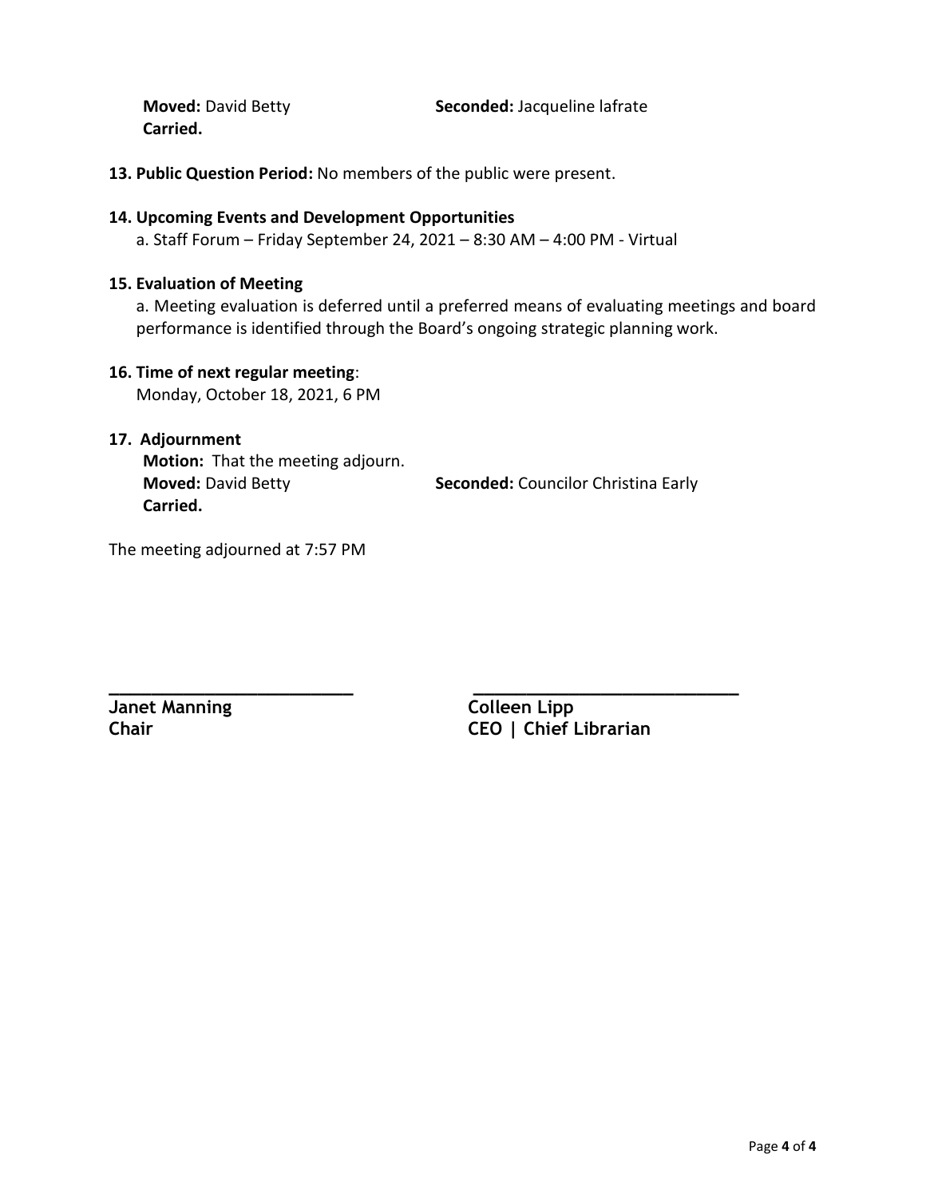**Moved:** David Betty **Seconded:** Jacqueline lafrate
**Carried.**

**13. Public Question Period:** No members of the public were present.

**14. Upcoming Events and Development Opportunities**

a. Staff Forum – Friday September 24, 2021 – 8:30 AM – 4:00 PM - Virtual

**15. Evaluation of Meeting**

a. Meeting evaluation is deferred until a preferred means of evaluating meetings and board performance is identified through the Board's ongoing strategic planning work.

**16. Time of next regular meeting**:

Monday, October 18, 2021, 6 PM

**17. Adjournment**

**Motion:** That the meeting adjourn.
**Moved:** David Betty **Seconded:** Councilor Christina Early
**Carried.**

The meeting adjourned at 7:57 PM

\_\_\_\_\_\_\_\_\_\_\_\_\_\_\_\_\_\_\_\_\_\_\_\_\_\_ \_\_\_\_\_\_\_\_\_\_\_\_\_\_\_\_\_\_\_\_\_\_\_\_\_\_\_\_\_

**Janet Manning** **Colleen Lipp**
**Chair** **CEO | Chief Librarian**